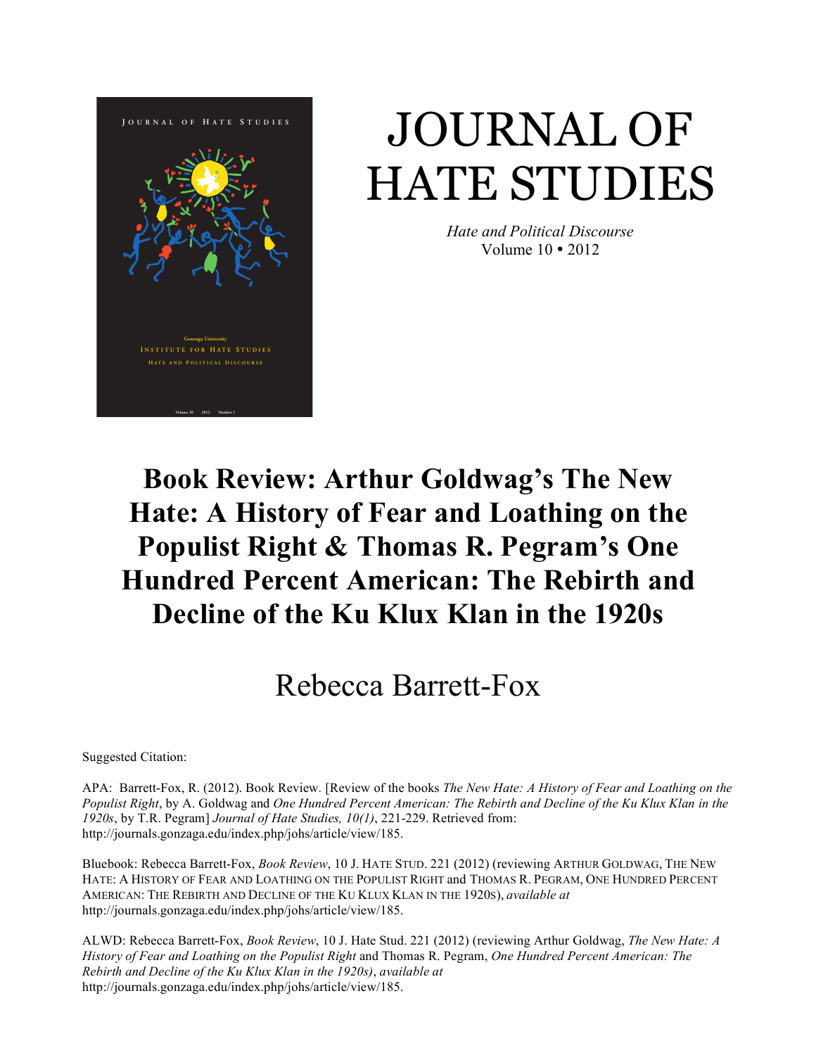# JOURNAL OF HATE STUDIES

*Hate and Political Discourse*
Volume 10 • 2012

# Book Review: Arthur Goldwag's The New Hate: A History of Fear and Loathing on the Populist Right & Thomas R. Pegram's One Hundred Percent American: The Rebirth and Decline of the Ku Klux Klan in the 1920s

## Rebecca Barrett-Fox

Suggested Citation:

APA: Barrett-Fox, R. (2012). Book Review. [Review of the books *The New Hate: A History of Fear and Loathing on the Populist Right*, by A. Goldwag and *One Hundred Percent American: The Rebirth and Decline of the Ku Klux Klan in the 1920s*, by T.R. Pegram] *Journal of Hate Studies, 10(1)*, 221-229. Retrieved from: http://journals.gonzaga.edu/index.php/johs/article/view/185.

Bluebook: Rebecca Barrett-Fox, *Book Review*, 10 J. HATE STUD. 221 (2012) (reviewing ARTHUR GOLDWAG, THE NEW HATE: A HISTORY OF FEAR AND LOATHING ON THE POPULIST RIGHT and THOMAS R. PEGRAM, ONE HUNDRED PERCENT AMERICAN: THE REBIRTH AND DECLINE OF THE KU KLUX KLAN IN THE 1920S), *available at* http://journals.gonzaga.edu/index.php/johs/article/view/185.

ALWD: Rebecca Barrett-Fox, *Book Review*, 10 J. Hate Stud. 221 (2012) (reviewing Arthur Goldwag, *The New Hate: A History of Fear and Loathing on the Populist Right* and Thomas R. Pegram, *One Hundred Percent American: The Rebirth and Decline of the Ku Klux Klan in the 1920s)*, *available at* http://journals.gonzaga.edu/index.php/johs/article/view/185.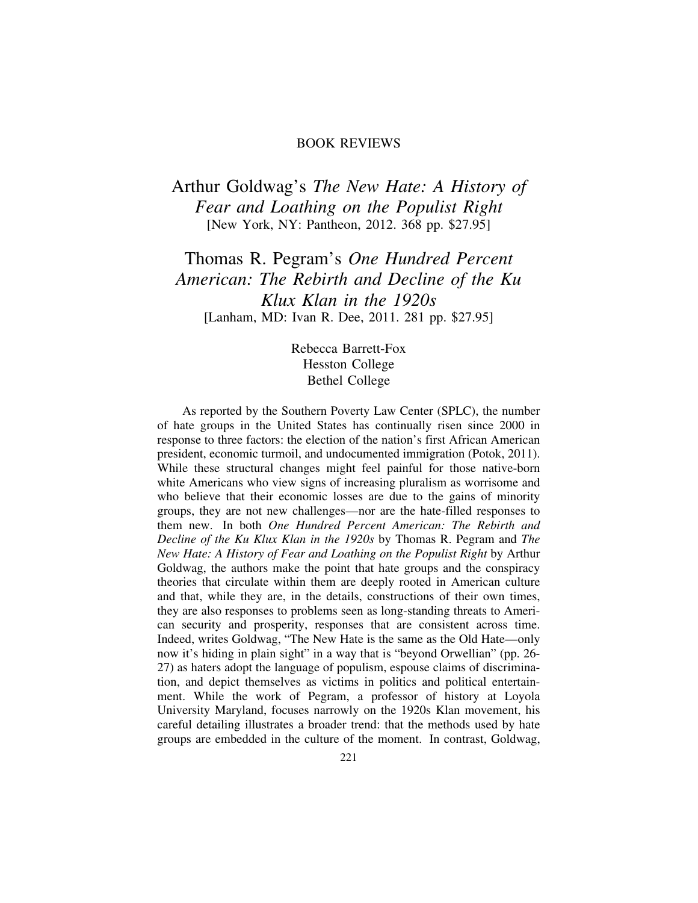BOOK REVIEWS

# Arthur Goldwag's *The New Hate: A History of Fear and Loathing on the Populist Right*

[New York, NY: Pantheon, 2012. 368 pp. $27.95]

# Thomas R. Pegram's *One Hundred Percent American: The Rebirth and Decline of the Ku Klux Klan in the 1920s*

[Lanham, MD: Ivan R. Dee, 2011. 281 pp. $27.95]

Rebecca Barrett-Fox
Hesston College
Bethel College

As reported by the Southern Poverty Law Center (SPLC), the number of hate groups in the United States has continually risen since 2000 in response to three factors: the election of the nation's first African American president, economic turmoil, and undocumented immigration (Potok, 2011). While these structural changes might feel painful for those native-born white Americans who view signs of increasing pluralism as worrisome and who believe that their economic losses are due to the gains of minority groups, they are not new challenges—nor are the hate-filled responses to them new. In both *One Hundred Percent American: The Rebirth and Decline of the Ku Klux Klan in the 1920s* by Thomas R. Pegram and *The New Hate: A History of Fear and Loathing on the Populist Right* by Arthur Goldwag, the authors make the point that hate groups and the conspiracy theories that circulate within them are deeply rooted in American culture and that, while they are, in the details, constructions of their own times, they are also responses to problems seen as long-standing threats to American security and prosperity, responses that are consistent across time. Indeed, writes Goldwag, "The New Hate is the same as the Old Hate—only now it's hiding in plain sight" in a way that is "beyond Orwellian" (pp. 26-27) as haters adopt the language of populism, espouse claims of discrimination, and depict themselves as victims in politics and political entertainment. While the work of Pegram, a professor of history at Loyola University Maryland, focuses narrowly on the 1920s Klan movement, his careful detailing illustrates a broader trend: that the methods used by hate groups are embedded in the culture of the moment. In contrast, Goldwag,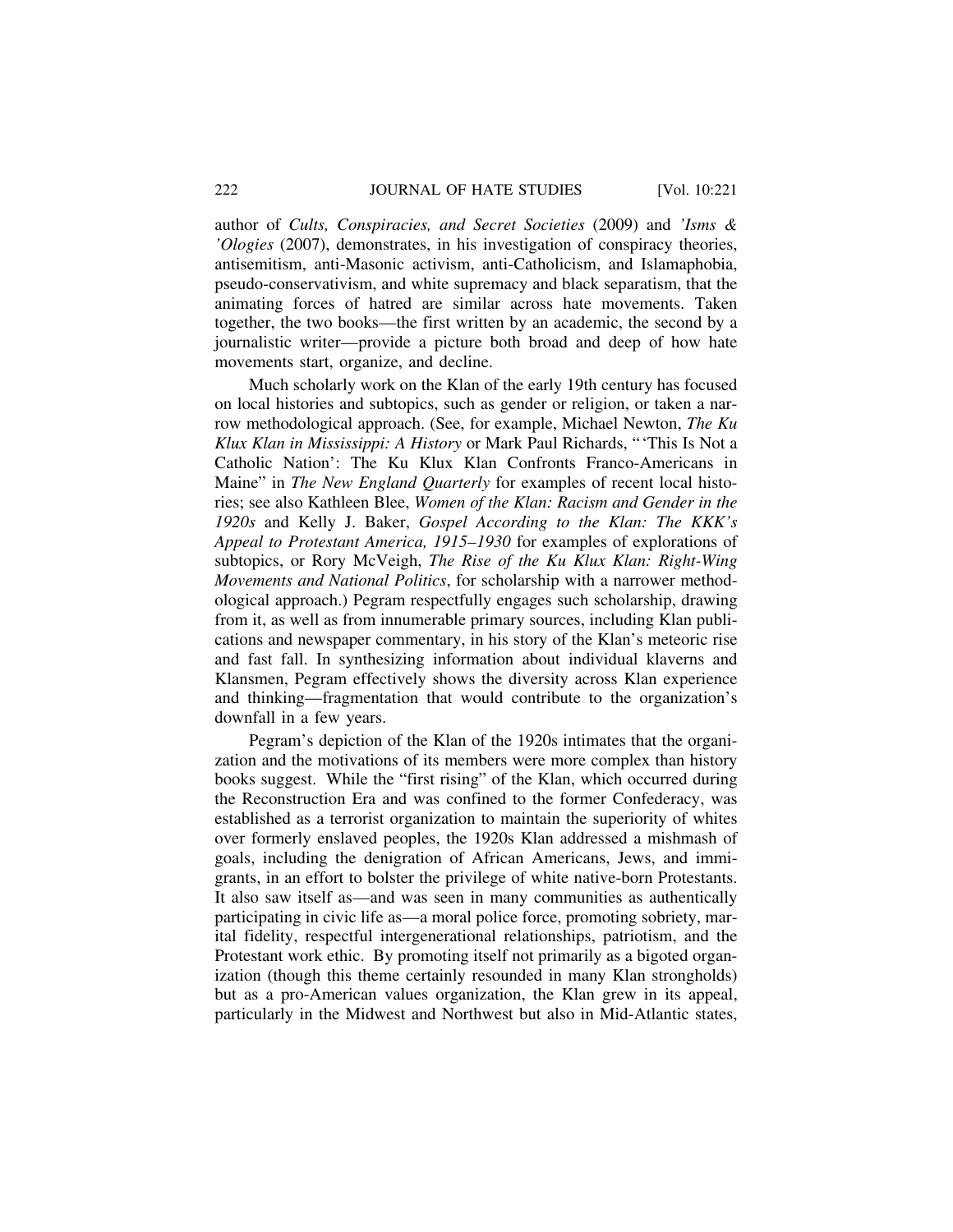author of *Cults, Conspiracies, and Secret Societies* (2009) and *'Isms & 'Ologies* (2007), demonstrates, in his investigation of conspiracy theories, antisemitism, anti-Masonic activism, anti-Catholicism, and Islamaphobia, pseudo-conservativism, and white supremacy and black separatism, that the animating forces of hatred are similar across hate movements. Taken together, the two books—the first written by an academic, the second by a journalistic writer—provide a picture both broad and deep of how hate movements start, organize, and decline.

Much scholarly work on the Klan of the early 19th century has focused on local histories and subtopics, such as gender or religion, or taken a narrow methodological approach. (See, for example, Michael Newton, *The Ku Klux Klan in Mississippi: A History* or Mark Paul Richards, "'This Is Not a Catholic Nation': The Ku Klux Klan Confronts Franco-Americans in Maine" in *The New England Quarterly* for examples of recent local histories; see also Kathleen Blee, *Women of the Klan: Racism and Gender in the 1920s* and Kelly J. Baker, *Gospel According to the Klan: The KKK's Appeal to Protestant America, 1915–1930* for examples of explorations of subtopics, or Rory McVeigh, *The Rise of the Ku Klux Klan: Right-Wing Movements and National Politics*, for scholarship with a narrower methodological approach.) Pegram respectfully engages such scholarship, drawing from it, as well as from innumerable primary sources, including Klan publications and newspaper commentary, in his story of the Klan's meteoric rise and fast fall. In synthesizing information about individual klaverns and Klansmen, Pegram effectively shows the diversity across Klan experience and thinking—fragmentation that would contribute to the organization's downfall in a few years.

Pegram's depiction of the Klan of the 1920s intimates that the organization and the motivations of its members were more complex than history books suggest. While the "first rising" of the Klan, which occurred during the Reconstruction Era and was confined to the former Confederacy, was established as a terrorist organization to maintain the superiority of whites over formerly enslaved peoples, the 1920s Klan addressed a mishmash of goals, including the denigration of African Americans, Jews, and immigrants, in an effort to bolster the privilege of white native-born Protestants. It also saw itself as—and was seen in many communities as authentically participating in civic life as—a moral police force, promoting sobriety, marital fidelity, respectful intergenerational relationships, patriotism, and the Protestant work ethic. By promoting itself not primarily as a bigoted organization (though this theme certainly resounded in many Klan strongholds) but as a pro-American values organization, the Klan grew in its appeal, particularly in the Midwest and Northwest but also in Mid-Atlantic states,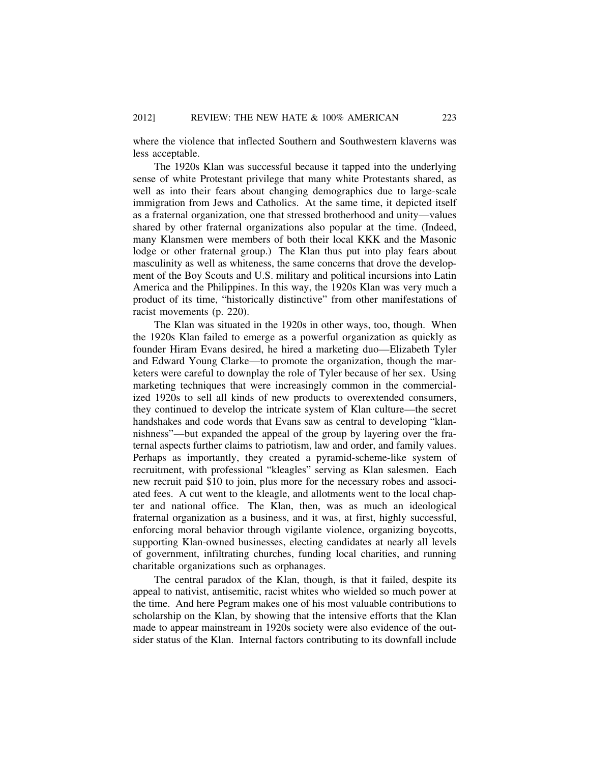where the violence that inflected Southern and Southwestern klaverns was less acceptable.

The 1920s Klan was successful because it tapped into the underlying sense of white Protestant privilege that many white Protestants shared, as well as into their fears about changing demographics due to large-scale immigration from Jews and Catholics. At the same time, it depicted itself as a fraternal organization, one that stressed brotherhood and unity—values shared by other fraternal organizations also popular at the time. (Indeed, many Klansmen were members of both their local KKK and the Masonic lodge or other fraternal group.) The Klan thus put into play fears about masculinity as well as whiteness, the same concerns that drove the development of the Boy Scouts and U.S. military and political incursions into Latin America and the Philippines. In this way, the 1920s Klan was very much a product of its time, "historically distinctive" from other manifestations of racist movements (p. 220).

The Klan was situated in the 1920s in other ways, too, though. When the 1920s Klan failed to emerge as a powerful organization as quickly as founder Hiram Evans desired, he hired a marketing duo—Elizabeth Tyler and Edward Young Clarke—to promote the organization, though the marketers were careful to downplay the role of Tyler because of her sex. Using marketing techniques that were increasingly common in the commercialized 1920s to sell all kinds of new products to overextended consumers, they continued to develop the intricate system of Klan culture—the secret handshakes and code words that Evans saw as central to developing "klannishness"—but expanded the appeal of the group by layering over the fraternal aspects further claims to patriotism, law and order, and family values. Perhaps as importantly, they created a pyramid-scheme-like system of recruitment, with professional "kleagles" serving as Klan salesmen. Each new recruit paid $10 to join, plus more for the necessary robes and associated fees. A cut went to the kleagle, and allotments went to the local chapter and national office. The Klan, then, was as much an ideological fraternal organization as a business, and it was, at first, highly successful, enforcing moral behavior through vigilante violence, organizing boycotts, supporting Klan-owned businesses, electing candidates at nearly all levels of government, infiltrating churches, funding local charities, and running charitable organizations such as orphanages.

The central paradox of the Klan, though, is that it failed, despite its appeal to nativist, antisemitic, racist whites who wielded so much power at the time. And here Pegram makes one of his most valuable contributions to scholarship on the Klan, by showing that the intensive efforts that the Klan made to appear mainstream in 1920s society were also evidence of the outsider status of the Klan. Internal factors contributing to its downfall include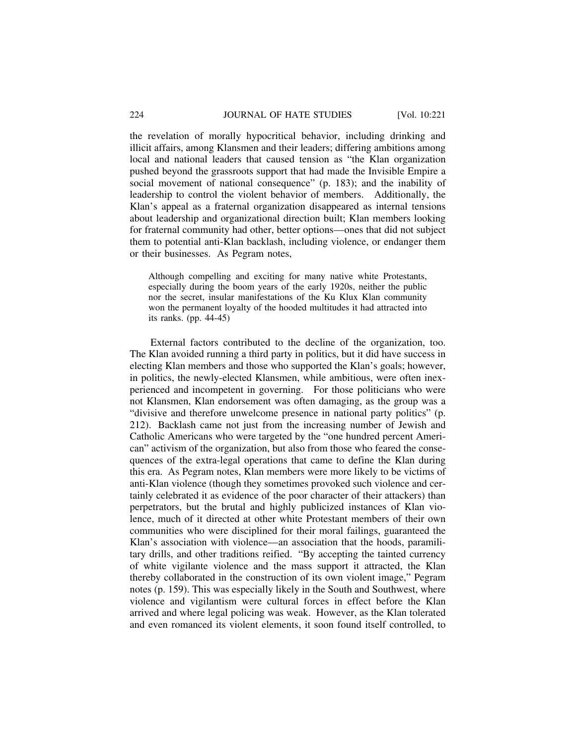the revelation of morally hypocritical behavior, including drinking and illicit affairs, among Klansmen and their leaders; differing ambitions among local and national leaders that caused tension as "the Klan organization pushed beyond the grassroots support that had made the Invisible Empire a social movement of national consequence" (p. 183); and the inability of leadership to control the violent behavior of members. Additionally, the Klan's appeal as a fraternal organization disappeared as internal tensions about leadership and organizational direction built; Klan members looking for fraternal community had other, better options—ones that did not subject them to potential anti-Klan backlash, including violence, or endanger them or their businesses. As Pegram notes,

> Although compelling and exciting for many native white Protestants, especially during the boom years of the early 1920s, neither the public nor the secret, insular manifestations of the Ku Klux Klan community won the permanent loyalty of the hooded multitudes it had attracted into its ranks. (pp. 44-45)

External factors contributed to the decline of the organization, too. The Klan avoided running a third party in politics, but it did have success in electing Klan members and those who supported the Klan's goals; however, in politics, the newly-elected Klansmen, while ambitious, were often inexperienced and incompetent in governing. For those politicians who were not Klansmen, Klan endorsement was often damaging, as the group was a "divisive and therefore unwelcome presence in national party politics" (p. 212). Backlash came not just from the increasing number of Jewish and Catholic Americans who were targeted by the "one hundred percent American" activism of the organization, but also from those who feared the consequences of the extra-legal operations that came to define the Klan during this era. As Pegram notes, Klan members were more likely to be victims of anti-Klan violence (though they sometimes provoked such violence and certainly celebrated it as evidence of the poor character of their attackers) than perpetrators, but the brutal and highly publicized instances of Klan violence, much of it directed at other white Protestant members of their own communities who were disciplined for their moral failings, guaranteed the Klan's association with violence—an association that the hoods, paramilitary drills, and other traditions reified. "By accepting the tainted currency of white vigilante violence and the mass support it attracted, the Klan thereby collaborated in the construction of its own violent image," Pegram notes (p. 159). This was especially likely in the South and Southwest, where violence and vigilantism were cultural forces in effect before the Klan arrived and where legal policing was weak. However, as the Klan tolerated and even romanced its violent elements, it soon found itself controlled, to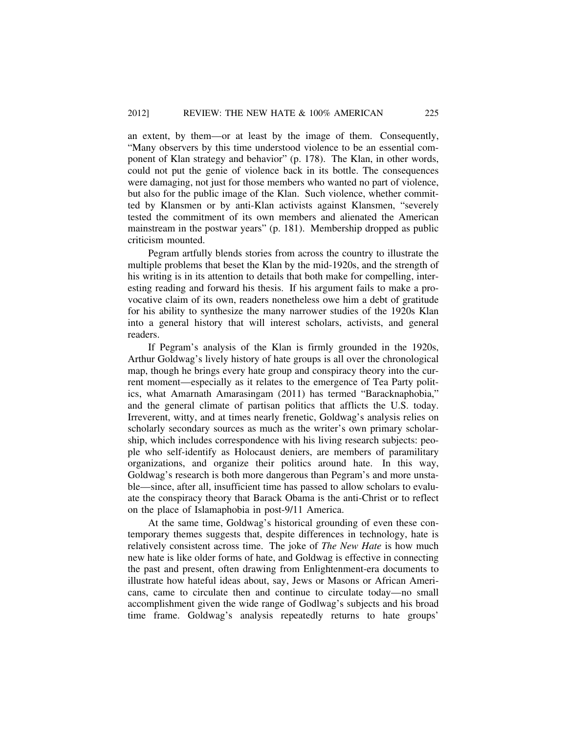an extent, by them—or at least by the image of them. Consequently, "Many observers by this time understood violence to be an essential component of Klan strategy and behavior" (p. 178). The Klan, in other words, could not put the genie of violence back in its bottle. The consequences were damaging, not just for those members who wanted no part of violence, but also for the public image of the Klan. Such violence, whether committed by Klansmen or by anti-Klan activists against Klansmen, "severely tested the commitment of its own members and alienated the American mainstream in the postwar years" (p. 181). Membership dropped as public criticism mounted.

Pegram artfully blends stories from across the country to illustrate the multiple problems that beset the Klan by the mid-1920s, and the strength of his writing is in its attention to details that both make for compelling, interesting reading and forward his thesis. If his argument fails to make a provocative claim of its own, readers nonetheless owe him a debt of gratitude for his ability to synthesize the many narrower studies of the 1920s Klan into a general history that will interest scholars, activists, and general readers.

If Pegram's analysis of the Klan is firmly grounded in the 1920s, Arthur Goldwag's lively history of hate groups is all over the chronological map, though he brings every hate group and conspiracy theory into the current moment—especially as it relates to the emergence of Tea Party politics, what Amarnath Amarasingam (2011) has termed "Baracknaphobia," and the general climate of partisan politics that afflicts the U.S. today. Irreverent, witty, and at times nearly frenetic, Goldwag's analysis relies on scholarly secondary sources as much as the writer's own primary scholarship, which includes correspondence with his living research subjects: people who self-identify as Holocaust deniers, are members of paramilitary organizations, and organize their politics around hate. In this way, Goldwag's research is both more dangerous than Pegram's and more unstable—since, after all, insufficient time has passed to allow scholars to evaluate the conspiracy theory that Barack Obama is the anti-Christ or to reflect on the place of Islamaphobia in post-9/11 America.

At the same time, Goldwag's historical grounding of even these contemporary themes suggests that, despite differences in technology, hate is relatively consistent across time. The joke of *The New Hate* is how much new hate is like older forms of hate, and Goldwag is effective in connecting the past and present, often drawing from Enlightenment-era documents to illustrate how hateful ideas about, say, Jews or Masons or African Americans, came to circulate then and continue to circulate today—no small accomplishment given the wide range of Godlwag's subjects and his broad time frame. Goldwag's analysis repeatedly returns to hate groups'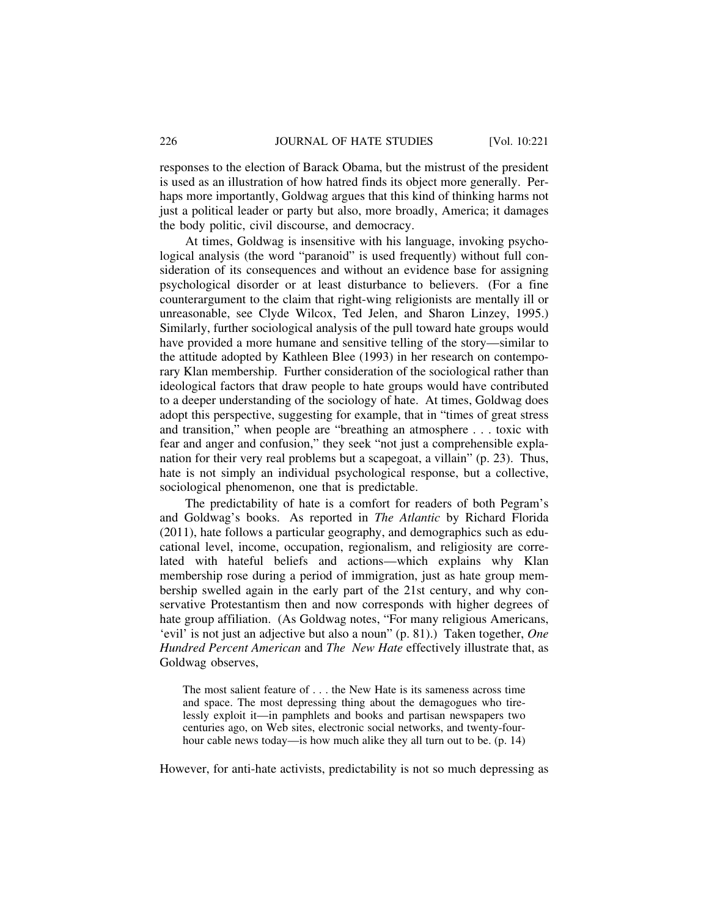responses to the election of Barack Obama, but the mistrust of the president is used as an illustration of how hatred finds its object more generally. Perhaps more importantly, Goldwag argues that this kind of thinking harms not just a political leader or party but also, more broadly, America; it damages the body politic, civil discourse, and democracy.

At times, Goldwag is insensitive with his language, invoking psychological analysis (the word "paranoid" is used frequently) without full consideration of its consequences and without an evidence base for assigning psychological disorder or at least disturbance to believers. (For a fine counterargument to the claim that right-wing religionists are mentally ill or unreasonable, see Clyde Wilcox, Ted Jelen, and Sharon Linzey, 1995.) Similarly, further sociological analysis of the pull toward hate groups would have provided a more humane and sensitive telling of the story—similar to the attitude adopted by Kathleen Blee (1993) in her research on contemporary Klan membership. Further consideration of the sociological rather than ideological factors that draw people to hate groups would have contributed to a deeper understanding of the sociology of hate. At times, Goldwag does adopt this perspective, suggesting for example, that in "times of great stress and transition," when people are "breathing an atmosphere . . . toxic with fear and anger and confusion," they seek "not just a comprehensible explanation for their very real problems but a scapegoat, a villain" (p. 23). Thus, hate is not simply an individual psychological response, but a collective, sociological phenomenon, one that is predictable.

The predictability of hate is a comfort for readers of both Pegram's and Goldwag's books. As reported in *The Atlantic* by Richard Florida (2011), hate follows a particular geography, and demographics such as educational level, income, occupation, regionalism, and religiosity are correlated with hateful beliefs and actions—which explains why Klan membership rose during a period of immigration, just as hate group membership swelled again in the early part of the 21st century, and why conservative Protestantism then and now corresponds with higher degrees of hate group affiliation. (As Goldwag notes, "For many religious Americans, 'evil' is not just an adjective but also a noun" (p. 81).) Taken together, *One Hundred Percent American* and *The New Hate* effectively illustrate that, as Goldwag observes,

> The most salient feature of . . . the New Hate is its sameness across time and space. The most depressing thing about the demagogues who tirelessly exploit it—in pamphlets and books and partisan newspapers two centuries ago, on Web sites, electronic social networks, and twenty-four-hour cable news today—is how much alike they all turn out to be. (p. 14)

However, for anti-hate activists, predictability is not so much depressing as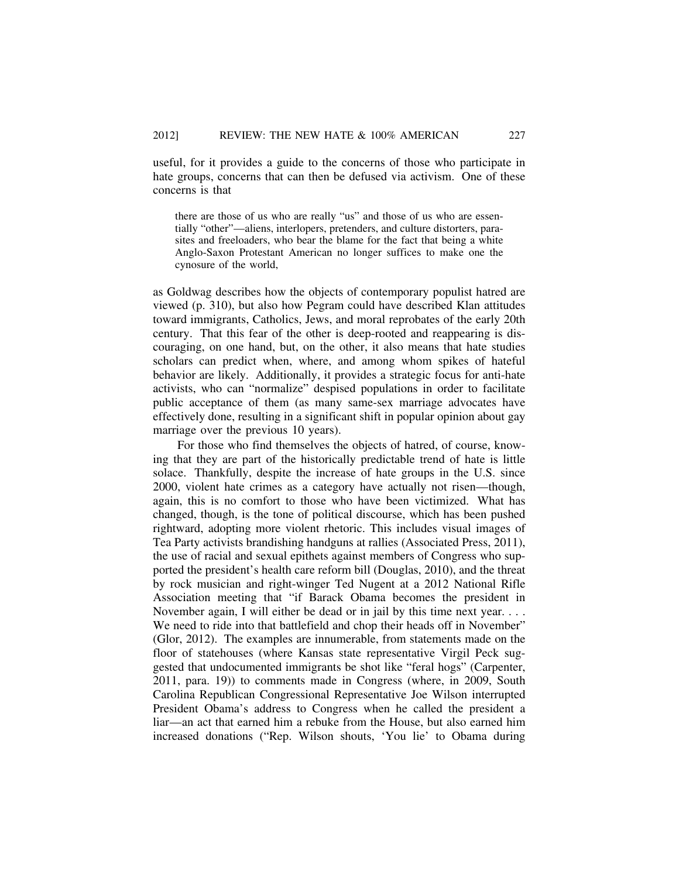useful, for it provides a guide to the concerns of those who participate in hate groups, concerns that can then be defused via activism. One of these concerns is that

> there are those of us who are really "us" and those of us who are essentially "other"—aliens, interlopers, pretenders, and culture distorters, parasites and freeloaders, who bear the blame for the fact that being a white Anglo-Saxon Protestant American no longer suffices to make one the cynosure of the world,

as Goldwag describes how the objects of contemporary populist hatred are viewed (p. 310), but also how Pegram could have described Klan attitudes toward immigrants, Catholics, Jews, and moral reprobates of the early 20th century. That this fear of the other is deep-rooted and reappearing is discouraging, on one hand, but, on the other, it also means that hate studies scholars can predict when, where, and among whom spikes of hateful behavior are likely. Additionally, it provides a strategic focus for anti-hate activists, who can "normalize" despised populations in order to facilitate public acceptance of them (as many same-sex marriage advocates have effectively done, resulting in a significant shift in popular opinion about gay marriage over the previous 10 years).

For those who find themselves the objects of hatred, of course, knowing that they are part of the historically predictable trend of hate is little solace. Thankfully, despite the increase of hate groups in the U.S. since 2000, violent hate crimes as a category have actually not risen—though, again, this is no comfort to those who have been victimized. What has changed, though, is the tone of political discourse, which has been pushed rightward, adopting more violent rhetoric. This includes visual images of Tea Party activists brandishing handguns at rallies (Associated Press, 2011), the use of racial and sexual epithets against members of Congress who supported the president's health care reform bill (Douglas, 2010), and the threat by rock musician and right-winger Ted Nugent at a 2012 National Rifle Association meeting that "if Barack Obama becomes the president in November again, I will either be dead or in jail by this time next year. . . . We need to ride into that battlefield and chop their heads off in November" (Glor, 2012). The examples are innumerable, from statements made on the floor of statehouses (where Kansas state representative Virgil Peck suggested that undocumented immigrants be shot like "feral hogs" (Carpenter, 2011, para. 19)) to comments made in Congress (where, in 2009, South Carolina Republican Congressional Representative Joe Wilson interrupted President Obama's address to Congress when he called the president a liar—an act that earned him a rebuke from the House, but also earned him increased donations ("Rep. Wilson shouts, 'You lie' to Obama during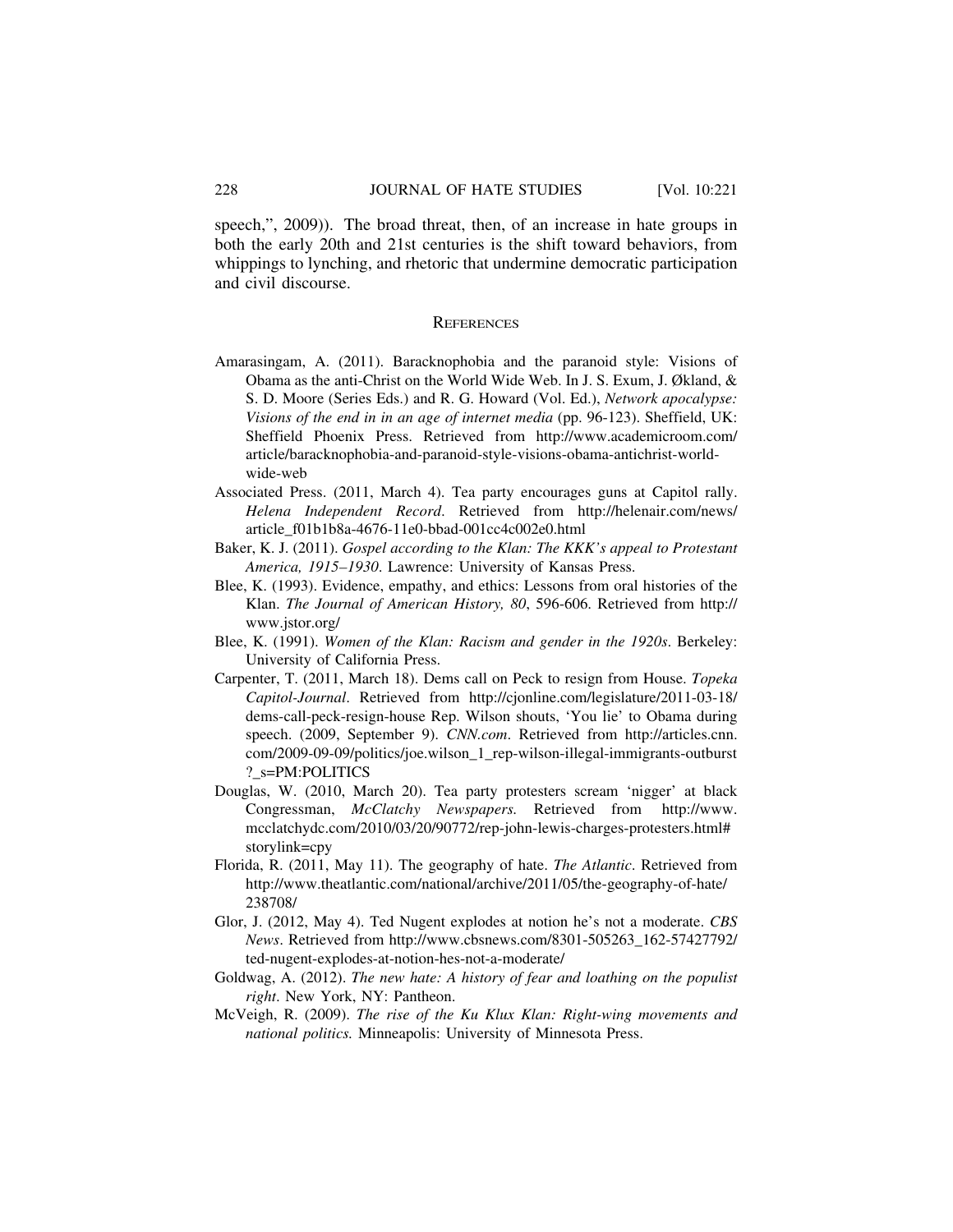speech,", 2009)). The broad threat, then, of an increase in hate groups in both the early 20th and 21st centuries is the shift toward behaviors, from whippings to lynching, and rhetoric that undermine democratic participation and civil discourse.

## REFERENCES

Amarasingam, A. (2011). Baracknophobia and the paranoid style: Visions of Obama as the anti-Christ on the World Wide Web. In J. S. Exum, J. Økland, & S. D. Moore (Series Eds.) and R. G. Howard (Vol. Ed.), *Network apocalypse: Visions of the end in in an age of internet media* (pp. 96-123). Sheffield, UK: Sheffield Phoenix Press. Retrieved from http://www.academicroom.com/article/baracknophobia-and-paranoid-style-visions-obama-antichrist-world-wide-web

Associated Press. (2011, March 4). Tea party encourages guns at Capitol rally. *Helena Independent Record*. Retrieved from http://helenair.com/news/article_f01b1b8a-4676-11e0-bbad-001cc4c002e0.html

Baker, K. J. (2011). *Gospel according to the Klan: The KKK's appeal to Protestant America, 1915–1930*. Lawrence: University of Kansas Press.

Blee, K. (1993). Evidence, empathy, and ethics: Lessons from oral histories of the Klan. *The Journal of American History, 80*, 596-606. Retrieved from http://www.jstor.org/

Blee, K. (1991). *Women of the Klan: Racism and gender in the 1920s*. Berkeley: University of California Press.

Carpenter, T. (2011, March 18). Dems call on Peck to resign from House. *Topeka Capitol-Journal*. Retrieved from http://cjonline.com/legislature/2011-03-18/dems-call-peck-resign-house Rep. Wilson shouts, 'You lie' to Obama during speech. (2009, September 9). *CNN.com*. Retrieved from http://articles.cnn.com/2009-09-09/politics/joe.wilson_1_rep-wilson-illegal-immigrants-outburst?_s=PM:POLITICS

Douglas, W. (2010, March 20). Tea party protesters scream 'nigger' at black Congressman, *McClatchy Newspapers*. Retrieved from http://www.mcclatchydc.com/2010/03/20/90772/rep-john-lewis-charges-protesters.html#storylink=cpy

Florida, R. (2011, May 11). The geography of hate. *The Atlantic*. Retrieved from http://www.theatlantic.com/national/archive/2011/05/the-geography-of-hate/238708/

Glor, J. (2012, May 4). Ted Nugent explodes at notion he's not a moderate. *CBS News*. Retrieved from http://www.cbsnews.com/8301-505263_162-57427792/ted-nugent-explodes-at-notion-hes-not-a-moderate/

Goldwag, A. (2012). *The new hate: A history of fear and loathing on the populist right*. New York, NY: Pantheon.

McVeigh, R. (2009). *The rise of the Ku Klux Klan: Right-wing movements and national politics.* Minneapolis: University of Minnesota Press.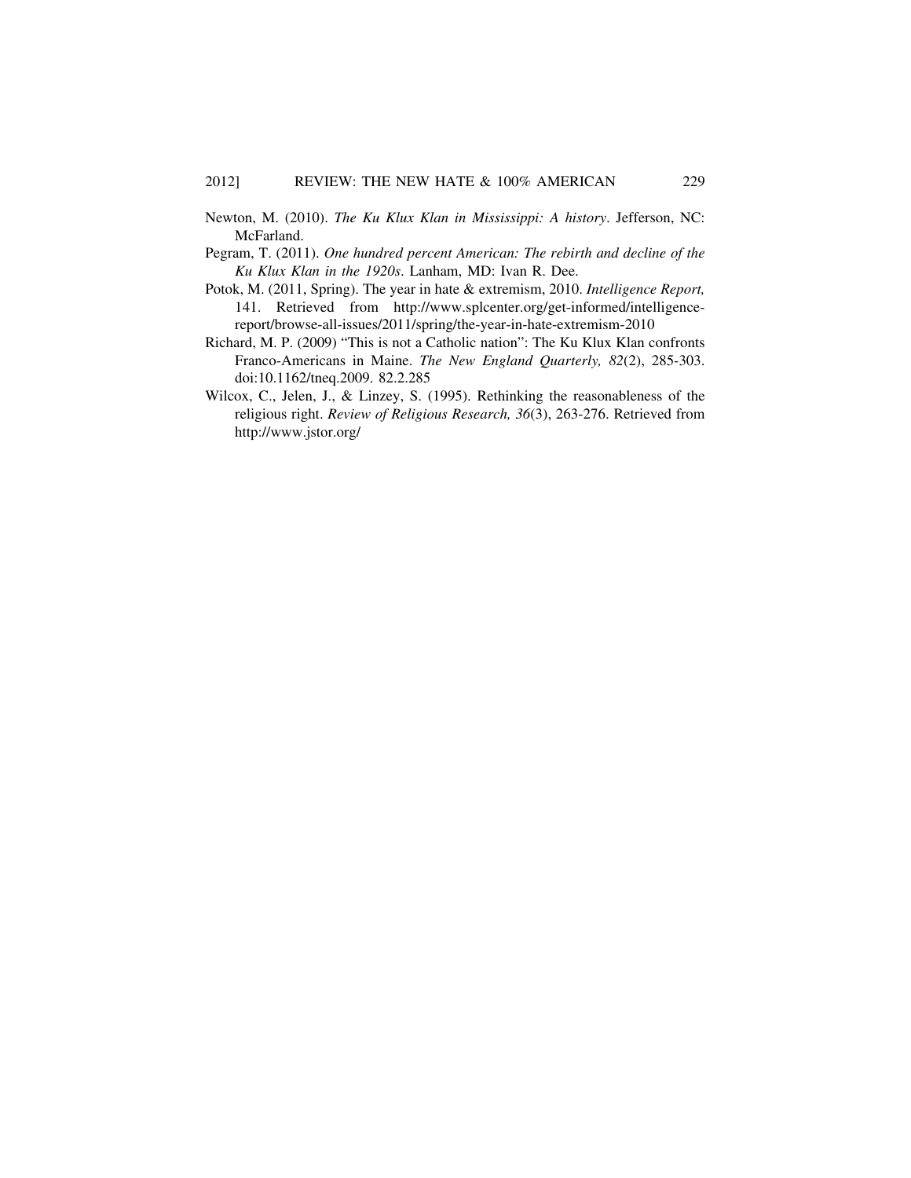Newton, M. (2010). *The Ku Klux Klan in Mississippi: A history*. Jefferson, NC: McFarland.

Pegram, T. (2011). *One hundred percent American: The rebirth and decline of the Ku Klux Klan in the 1920s*. Lanham, MD: Ivan R. Dee.

Potok, M. (2011, Spring). The year in hate & extremism, 2010. *Intelligence Report,* 141. Retrieved from http://www.splcenter.org/get-informed/intelligence-report/browse-all-issues/2011/spring/the-year-in-hate-extremism-2010

Richard, M. P. (2009) "This is not a Catholic nation": The Ku Klux Klan confronts Franco-Americans in Maine. *The New England Quarterly, 82*(2), 285-303. doi:10.1162/tneq.2009. 82.2.285

Wilcox, C., Jelen, J., & Linzey, S. (1995). Rethinking the reasonableness of the religious right. *Review of Religious Research, 36*(3), 263-276. Retrieved from http://www.jstor.org/